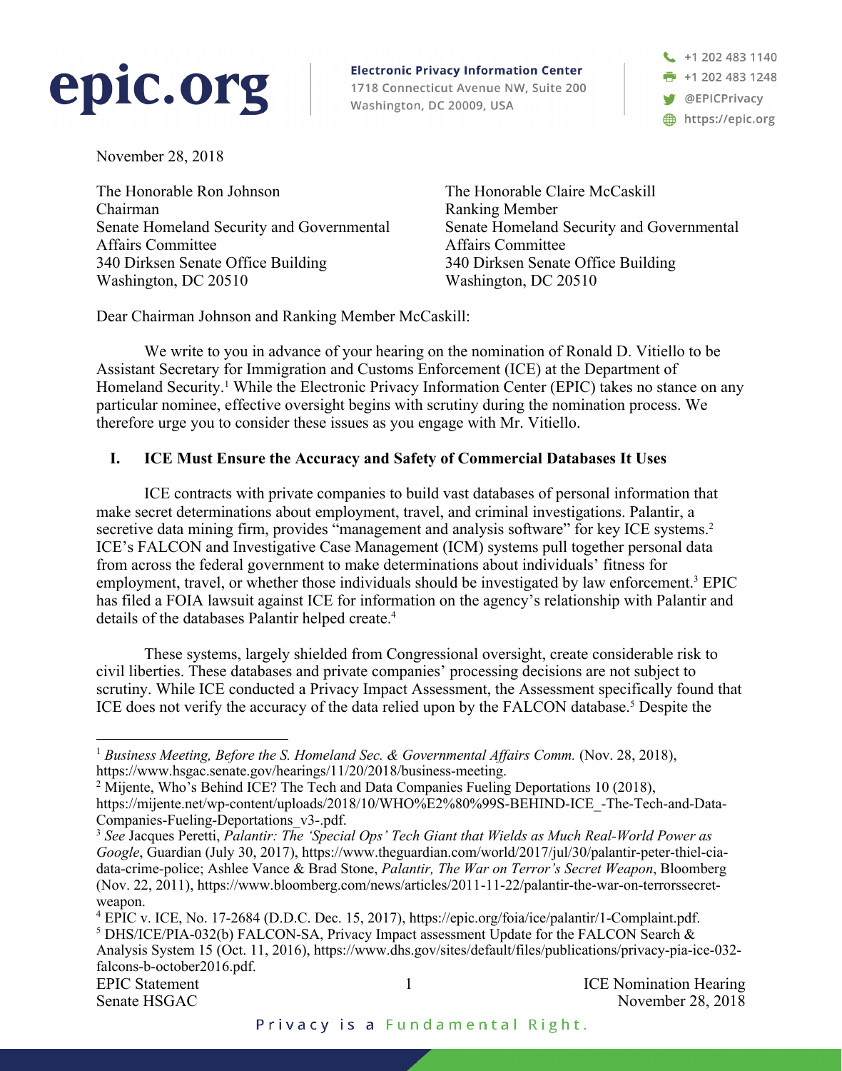**epic.org**

**Electronic Privacy Information Center**
1718 Connecticut Avenue NW, Suite 200
Washington, DC 20009, USA

+1 202 483 1140
+1 202 483 1248
@EPICPrivacy
https://epic.org

November 28, 2018

The Honorable Ron Johnson
Chairman
Senate Homeland Security and Governmental Affairs Committee
340 Dirksen Senate Office Building
Washington, DC 20510

The Honorable Claire McCaskill
Ranking Member
Senate Homeland Security and Governmental Affairs Committee
340 Dirksen Senate Office Building
Washington, DC 20510

Dear Chairman Johnson and Ranking Member McCaskill:

We write to you in advance of your hearing on the nomination of Ronald D. Vitiello to be Assistant Secretary for Immigration and Customs Enforcement (ICE) at the Department of Homeland Security.[1] While the Electronic Privacy Information Center (EPIC) takes no stance on any particular nominee, effective oversight begins with scrutiny during the nomination process. We therefore urge you to consider these issues as you engage with Mr. Vitiello.

## I. ICE Must Ensure the Accuracy and Safety of Commercial Databases It Uses

ICE contracts with private companies to build vast databases of personal information that make secret determinations about employment, travel, and criminal investigations. Palantir, a secretive data mining firm, provides "management and analysis software" for key ICE systems.[2] ICE's FALCON and Investigative Case Management (ICM) systems pull together personal data from across the federal government to make determinations about individuals' fitness for employment, travel, or whether those individuals should be investigated by law enforcement.[3] EPIC has filed a FOIA lawsuit against ICE for information on the agency's relationship with Palantir and details of the databases Palantir helped create.[4]

These systems, largely shielded from Congressional oversight, create considerable risk to civil liberties. These databases and private companies' processing decisions are not subject to scrutiny. While ICE conducted a Privacy Impact Assessment, the Assessment specifically found that ICE does not verify the accuracy of the data relied upon by the FALCON database.[5] Despite the

---

[1] *Business Meeting, Before the S. Homeland Sec. & Governmental Affairs Comm.* (Nov. 28, 2018), https://www.hsgac.senate.gov/hearings/11/20/2018/business-meeting.

[2] Mijente, Who's Behind ICE? The Tech and Data Companies Fueling Deportations 10 (2018), https://mijente.net/wp-content/uploads/2018/10/WHO%E2%80%99S-BEHIND-ICE_-The-Tech-and-Data-Companies-Fueling-Deportations_v3-.pdf.

[3] *See* Jacques Peretti, *Palantir: The 'Special Ops' Tech Giant that Wields as Much Real-World Power as Google*, Guardian (July 30, 2017), https://www.theguardian.com/world/2017/jul/30/palantir-peter-thiel-cia-data-crime-police; Ashlee Vance & Brad Stone, *Palantir, The War on Terror's Secret Weapon*, Bloomberg (Nov. 22, 2011), https://www.bloomberg.com/news/articles/2011-11-22/palantir-the-war-on-terrorssecret-weapon.

[4] EPIC v. ICE, No. 17-2684 (D.D.C. Dec. 15, 2017), https://epic.org/foia/ice/palantir/1-Complaint.pdf.

[5] DHS/ICE/PIA-032(b) FALCON-SA, Privacy Impact assessment Update for the FALCON Search & Analysis System 15 (Oct. 11, 2016), https://www.dhs.gov/sites/default/files/publications/privacy-pia-ice-032-falcons-b-october2016.pdf.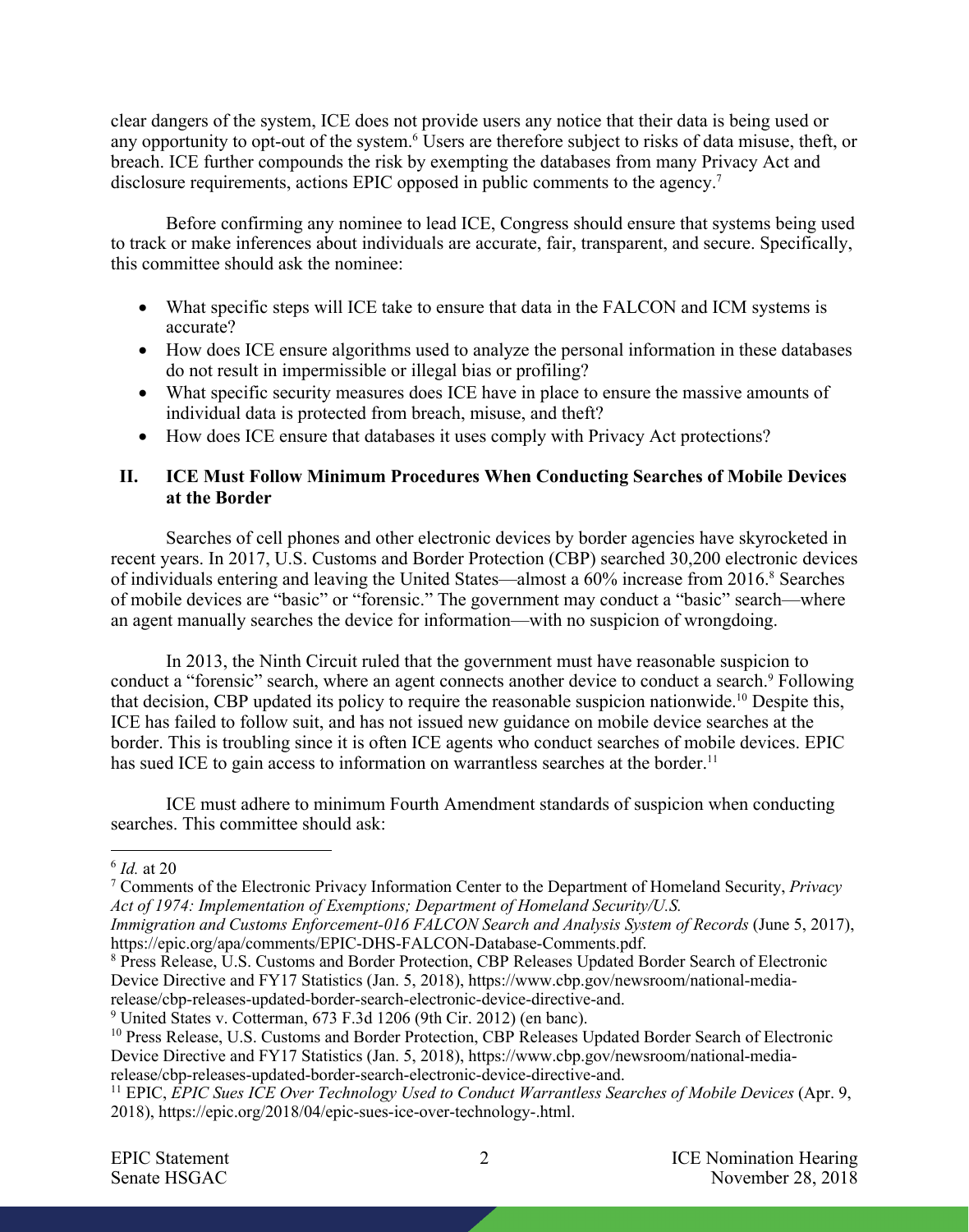clear dangers of the system, ICE does not provide users any notice that their data is being used or any opportunity to opt-out of the system.[6] Users are therefore subject to risks of data misuse, theft, or breach. ICE further compounds the risk by exempting the databases from many Privacy Act and disclosure requirements, actions EPIC opposed in public comments to the agency.[7]

Before confirming any nominee to lead ICE, Congress should ensure that systems being used to track or make inferences about individuals are accurate, fair, transparent, and secure. Specifically, this committee should ask the nominee:

- What specific steps will ICE take to ensure that data in the FALCON and ICM systems is accurate?
- How does ICE ensure algorithms used to analyze the personal information in these databases do not result in impermissible or illegal bias or profiling?
- What specific security measures does ICE have in place to ensure the massive amounts of individual data is protected from breach, misuse, and theft?
- How does ICE ensure that databases it uses comply with Privacy Act protections?

## II. ICE Must Follow Minimum Procedures When Conducting Searches of Mobile Devices at the Border

Searches of cell phones and other electronic devices by border agencies have skyrocketed in recent years. In 2017, U.S. Customs and Border Protection (CBP) searched 30,200 electronic devices of individuals entering and leaving the United States—almost a 60% increase from 2016.[8] Searches of mobile devices are "basic" or "forensic." The government may conduct a "basic" search—where an agent manually searches the device for information—with no suspicion of wrongdoing.

In 2013, the Ninth Circuit ruled that the government must have reasonable suspicion to conduct a "forensic" search, where an agent connects another device to conduct a search.[9] Following that decision, CBP updated its policy to require the reasonable suspicion nationwide.[10] Despite this, ICE has failed to follow suit, and has not issued new guidance on mobile device searches at the border. This is troubling since it is often ICE agents who conduct searches of mobile devices. EPIC has sued ICE to gain access to information on warrantless searches at the border.[11]

ICE must adhere to minimum Fourth Amendment standards of suspicion when conducting searches. This committee should ask:

---

[6] *Id.* at 20

[7] Comments of the Electronic Privacy Information Center to the Department of Homeland Security, *Privacy Act of 1974: Implementation of Exemptions; Department of Homeland Security/U.S. Immigration and Customs Enforcement-016 FALCON Search and Analysis System of Records* (June 5, 2017), https://epic.org/apa/comments/EPIC-DHS-FALCON-Database-Comments.pdf.

[8] Press Release, U.S. Customs and Border Protection, CBP Releases Updated Border Search of Electronic Device Directive and FY17 Statistics (Jan. 5, 2018), https://www.cbp.gov/newsroom/national-media-release/cbp-releases-updated-border-search-electronic-device-directive-and.

[9] United States v. Cotterman, 673 F.3d 1206 (9th Cir. 2012) (en banc).

[10] Press Release, U.S. Customs and Border Protection, CBP Releases Updated Border Search of Electronic Device Directive and FY17 Statistics (Jan. 5, 2018), https://www.cbp.gov/newsroom/national-media-release/cbp-releases-updated-border-search-electronic-device-directive-and.

[11] EPIC, *EPIC Sues ICE Over Technology Used to Conduct Warrantless Searches of Mobile Devices* (Apr. 9, 2018), https://epic.org/2018/04/epic-sues-ice-over-technology-.html.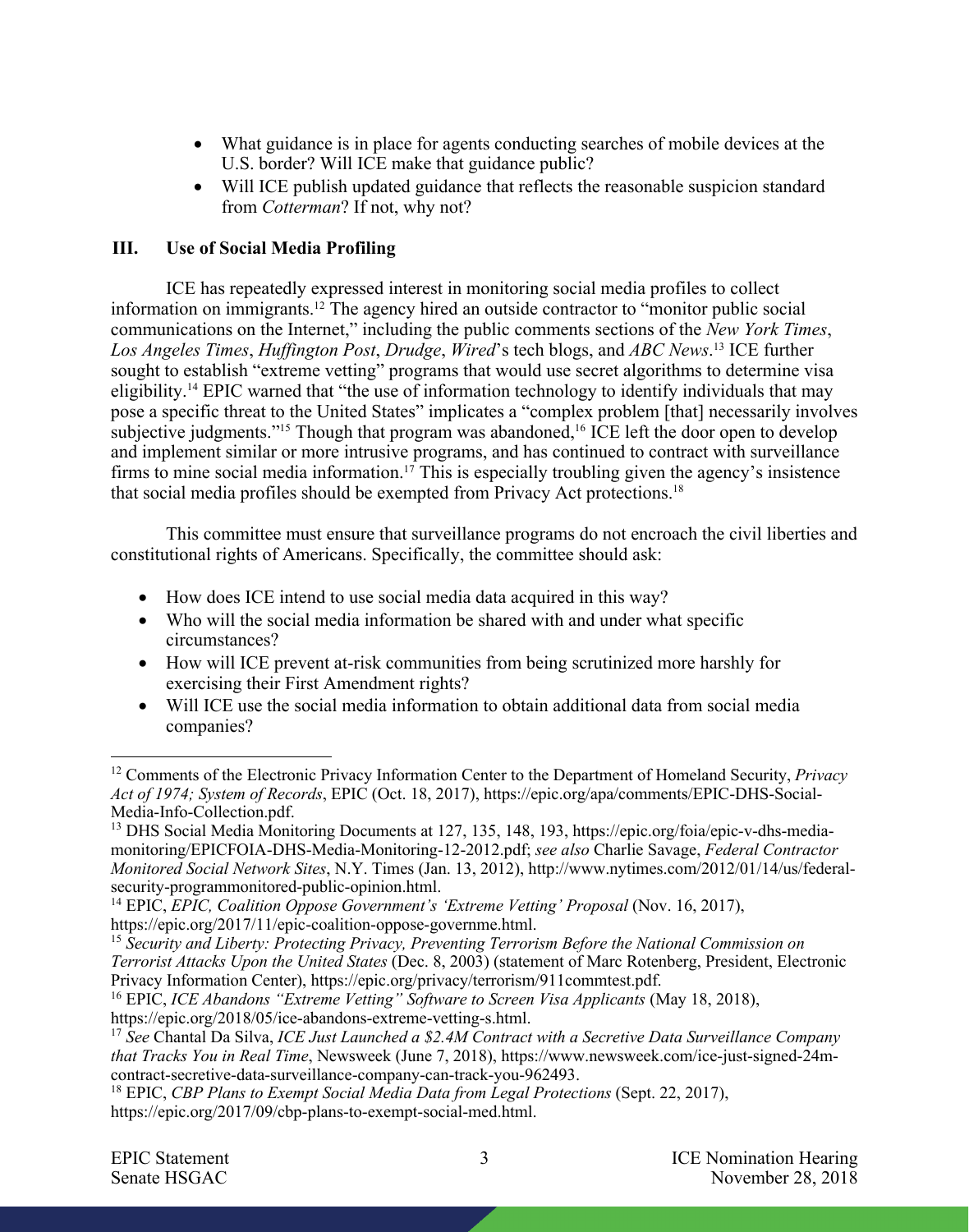- What guidance is in place for agents conducting searches of mobile devices at the U.S. border? Will ICE make that guidance public?
- Will ICE publish updated guidance that reflects the reasonable suspicion standard from *Cotterman*? If not, why not?

## III. Use of Social Media Profiling

ICE has repeatedly expressed interest in monitoring social media profiles to collect information on immigrants.[12] The agency hired an outside contractor to "monitor public social communications on the Internet," including the public comments sections of the *New York Times*, *Los Angeles Times*, *Huffington Post*, *Drudge*, *Wired*'s tech blogs, and *ABC News*.[13] ICE further sought to establish "extreme vetting" programs that would use secret algorithms to determine visa eligibility.[14] EPIC warned that "the use of information technology to identify individuals that may pose a specific threat to the United States" implicates a "complex problem [that] necessarily involves subjective judgments."[15] Though that program was abandoned,[16] ICE left the door open to develop and implement similar or more intrusive programs, and has continued to contract with surveillance firms to mine social media information.[17] This is especially troubling given the agency's insistence that social media profiles should be exempted from Privacy Act protections.[18]

This committee must ensure that surveillance programs do not encroach the civil liberties and constitutional rights of Americans. Specifically, the committee should ask:

- How does ICE intend to use social media data acquired in this way?
- Who will the social media information be shared with and under what specific circumstances?
- How will ICE prevent at-risk communities from being scrutinized more harshly for exercising their First Amendment rights?
- Will ICE use the social media information to obtain additional data from social media companies?

---

[12] Comments of the Electronic Privacy Information Center to the Department of Homeland Security, *Privacy Act of 1974; System of Records*, EPIC (Oct. 18, 2017), https://epic.org/apa/comments/EPIC-DHS-Social-Media-Info-Collection.pdf.

[13] DHS Social Media Monitoring Documents at 127, 135, 148, 193, https://epic.org/foia/epic-v-dhs-media-monitoring/EPICFOIA-DHS-Media-Monitoring-12-2012.pdf; *see also* Charlie Savage, *Federal Contractor Monitored Social Network Sites*, N.Y. Times (Jan. 13, 2012), http://www.nytimes.com/2012/01/14/us/federal-security-programmonitored-public-opinion.html.

[14] EPIC, *EPIC, Coalition Oppose Government's 'Extreme Vetting' Proposal* (Nov. 16, 2017), https://epic.org/2017/11/epic-coalition-oppose-governme.html.

[15] *Security and Liberty: Protecting Privacy, Preventing Terrorism Before the National Commission on Terrorist Attacks Upon the United States* (Dec. 8, 2003) (statement of Marc Rotenberg, President, Electronic Privacy Information Center), https://epic.org/privacy/terrorism/911commtest.pdf.

[16] EPIC, *ICE Abandons "Extreme Vetting" Software to Screen Visa Applicants* (May 18, 2018), https://epic.org/2018/05/ice-abandons-extreme-vetting-s.html.

[17] *See* Chantal Da Silva, *ICE Just Launched a $2.4M Contract with a Secretive Data Surveillance Company that Tracks You in Real Time*, Newsweek (June 7, 2018), https://www.newsweek.com/ice-just-signed-24m-contract-secretive-data-surveillance-company-can-track-you-962493.

[18] EPIC, *CBP Plans to Exempt Social Media Data from Legal Protections* (Sept. 22, 2017), https://epic.org/2017/09/cbp-plans-to-exempt-social-med.html.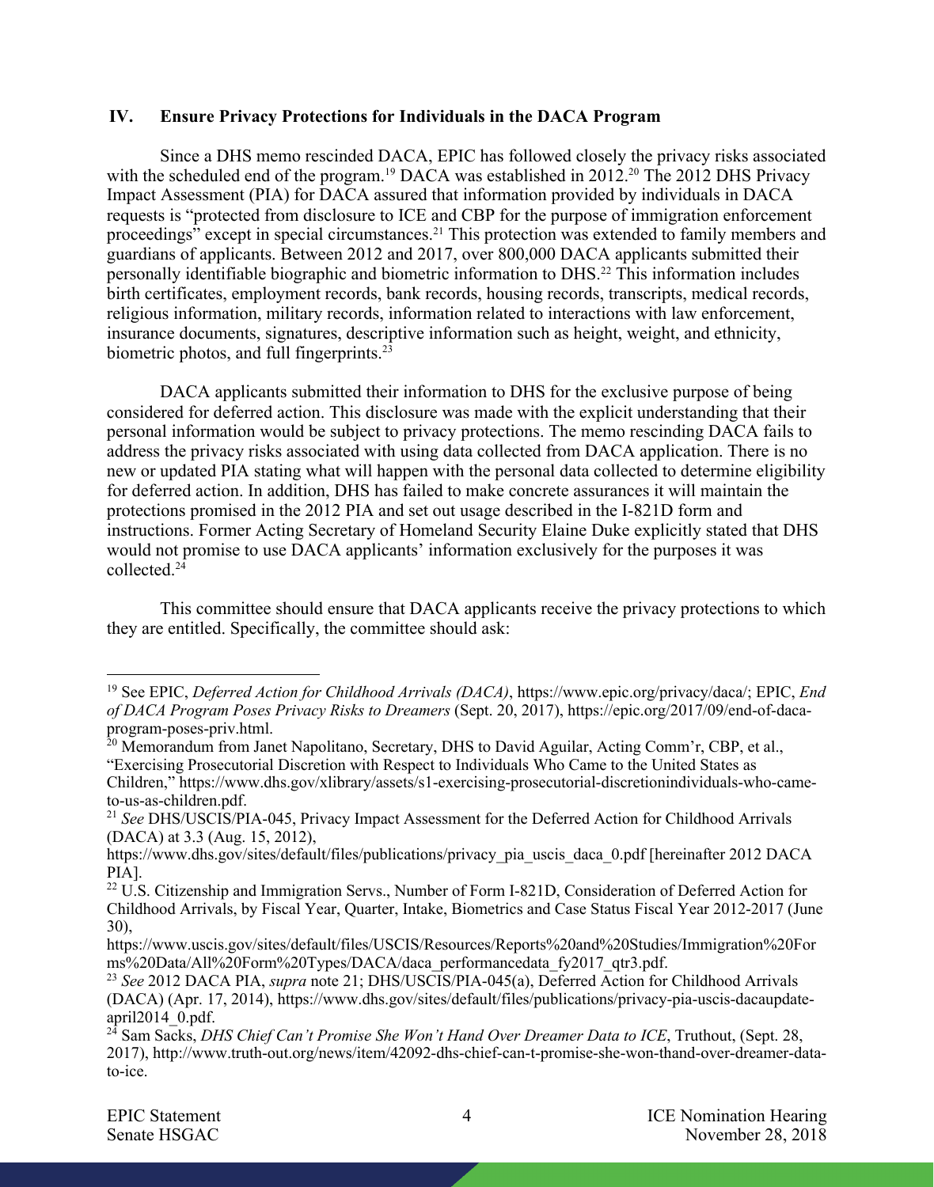## IV. Ensure Privacy Protections for Individuals in the DACA Program

Since a DHS memo rescinded DACA, EPIC has followed closely the privacy risks associated with the scheduled end of the program.[19] DACA was established in 2012.[20] The 2012 DHS Privacy Impact Assessment (PIA) for DACA assured that information provided by individuals in DACA requests is "protected from disclosure to ICE and CBP for the purpose of immigration enforcement proceedings" except in special circumstances.[21] This protection was extended to family members and guardians of applicants. Between 2012 and 2017, over 800,000 DACA applicants submitted their personally identifiable biographic and biometric information to DHS.[22] This information includes birth certificates, employment records, bank records, housing records, transcripts, medical records, religious information, military records, information related to interactions with law enforcement, insurance documents, signatures, descriptive information such as height, weight, and ethnicity, biometric photos, and full fingerprints.[23]

DACA applicants submitted their information to DHS for the exclusive purpose of being considered for deferred action. This disclosure was made with the explicit understanding that their personal information would be subject to privacy protections. The memo rescinding DACA fails to address the privacy risks associated with using data collected from DACA application. There is no new or updated PIA stating what will happen with the personal data collected to determine eligibility for deferred action. In addition, DHS has failed to make concrete assurances it will maintain the protections promised in the 2012 PIA and set out usage described in the I-821D form and instructions. Former Acting Secretary of Homeland Security Elaine Duke explicitly stated that DHS would not promise to use DACA applicants' information exclusively for the purposes it was collected.[24]

This committee should ensure that DACA applicants receive the privacy protections to which they are entitled. Specifically, the committee should ask:

---

[19] See EPIC, *Deferred Action for Childhood Arrivals (DACA)*, https://www.epic.org/privacy/daca/; EPIC, *End of DACA Program Poses Privacy Risks to Dreamers* (Sept. 20, 2017), https://epic.org/2017/09/end-of-daca-program-poses-priv.html.

[20] Memorandum from Janet Napolitano, Secretary, DHS to David Aguilar, Acting Comm'r, CBP, et al., "Exercising Prosecutorial Discretion with Respect to Individuals Who Came to the United States as Children," https://www.dhs.gov/xlibrary/assets/s1-exercising-prosecutorial-discretionindividuals-who-came-to-us-as-children.pdf.

[21] *See* DHS/USCIS/PIA-045, Privacy Impact Assessment for the Deferred Action for Childhood Arrivals (DACA) at 3.3 (Aug. 15, 2012), https://www.dhs.gov/sites/default/files/publications/privacy_pia_uscis_daca_0.pdf [hereinafter 2012 DACA PIA].

[22] U.S. Citizenship and Immigration Servs., Number of Form I-821D, Consideration of Deferred Action for Childhood Arrivals, by Fiscal Year, Quarter, Intake, Biometrics and Case Status Fiscal Year 2012-2017 (June 30), https://www.uscis.gov/sites/default/files/USCIS/Resources/Reports%20and%20Studies/Immigration%20Forms%20Data/All%20Form%20Types/DACA/daca_performancedata_fy2017_qtr3.pdf.

[23] *See* 2012 DACA PIA, *supra* note 21; DHS/USCIS/PIA-045(a), Deferred Action for Childhood Arrivals (DACA) (Apr. 17, 2014), https://www.dhs.gov/sites/default/files/publications/privacy-pia-uscis-dacaupdate-april2014_0.pdf.

[24] Sam Sacks, *DHS Chief Can't Promise She Won't Hand Over Dreamer Data to ICE*, Truthout, (Sept. 28, 2017), http://www.truth-out.org/news/item/42092-dhs-chief-can-t-promise-she-won-thand-over-dreamer-data-to-ice.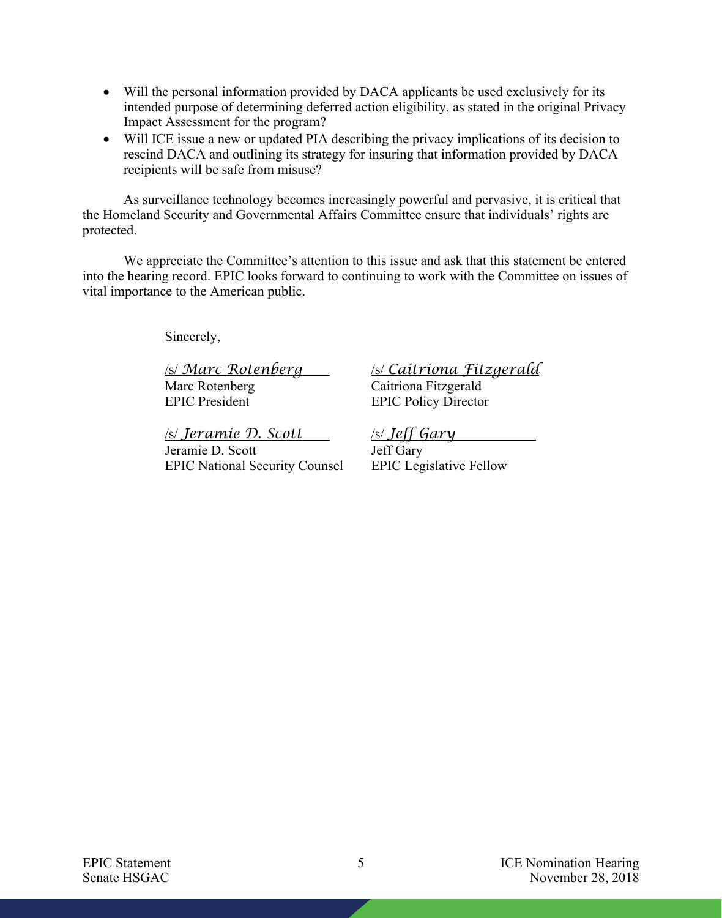- Will the personal information provided by DACA applicants be used exclusively for its intended purpose of determining deferred action eligibility, as stated in the original Privacy Impact Assessment for the program?
- Will ICE issue a new or updated PIA describing the privacy implications of its decision to rescind DACA and outlining its strategy for insuring that information provided by DACA recipients will be safe from misuse?

As surveillance technology becomes increasingly powerful and pervasive, it is critical that the Homeland Security and Governmental Affairs Committee ensure that individuals' rights are protected.

We appreciate the Committee's attention to this issue and ask that this statement be entered into the hearing record. EPIC looks forward to continuing to work with the Committee on issues of vital importance to the American public.

Sincerely,

/s/ *Marc Rotenberg*
Marc Rotenberg
EPIC President

/s/ *Caitriona Fitzgerald*
Caitriona Fitzgerald
EPIC Policy Director

/s/ *Jeramie D. Scott*
Jeramie D. Scott
EPIC National Security Counsel

/s/ *Jeff Gary*
Jeff Gary
EPIC Legislative Fellow